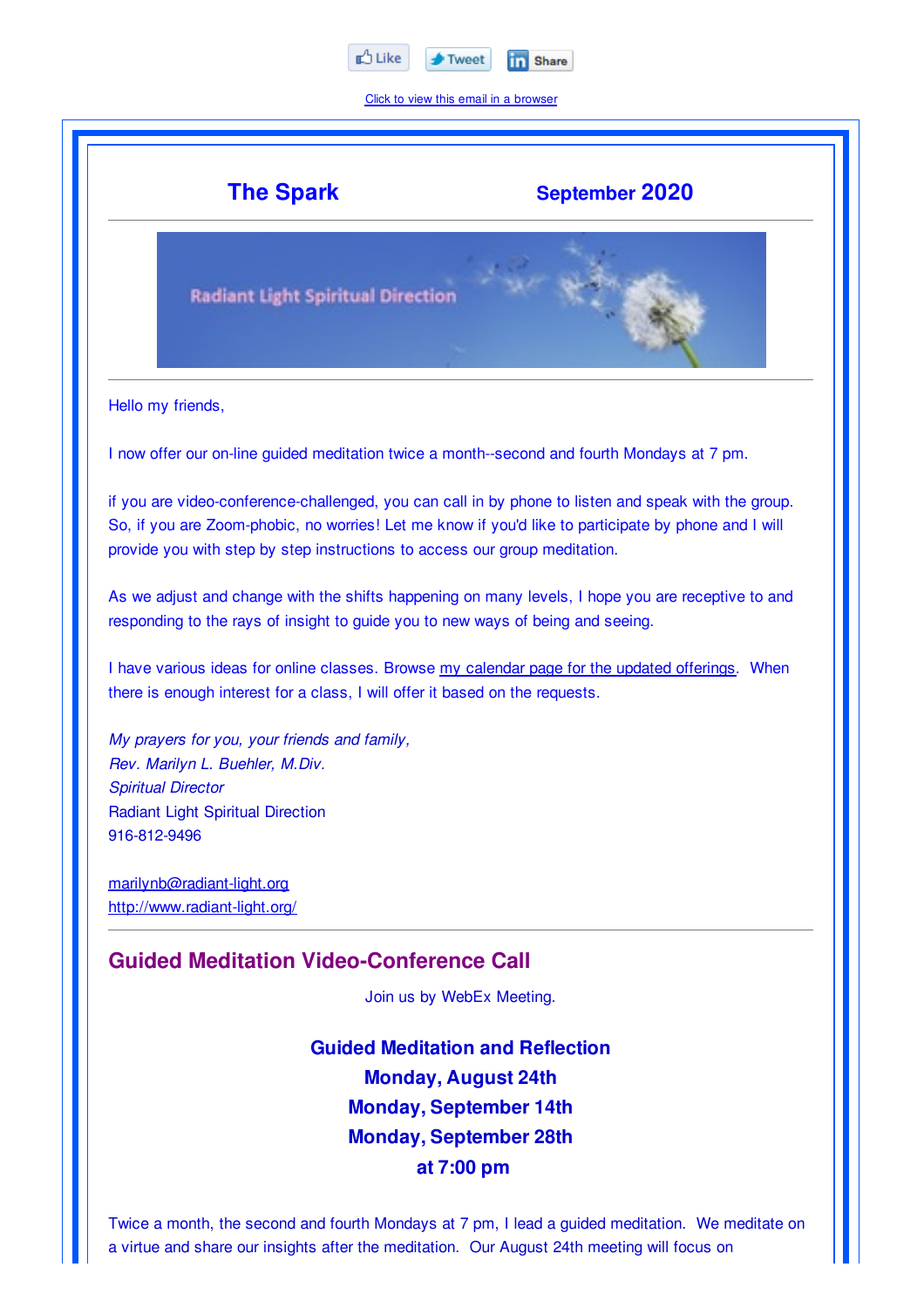Like Tweet Share

Click to view this email in a browser

# The Spark September 2020

Radiant Light Spiritual Direction

Hello my friends,

I now offer our on-line guided meditation twice a month--second and fourth Mondays at 7 pm.

if you are video-conference-challenged, you can call in by phone to listen and speak with the group. So, if you are Zoom-phobic, no worries! Let me know if you'd like to participate by phone and I will provide you with step by step instructions to access our group meditation.

As we adjust and change with the shifts happening on many levels, I hope you are receptive to and responding to the rays of insight to guide you to new ways of being and seeing.

I have various ideas for online classes. Browse my calendar page for the updated offerings. When there is enough interest for a class, I will offer it based on the requests.

*My prayers for you, your friends and family,*
*Rev. Marilyn L. Buehler, M.Div.*
*Spiritual Director*
Radiant Light Spiritual Direction
916-812-9496

marilynb@radiant-light.org
http://www.radiant-light.org/

## Guided Meditation Video-Conference Call

Join us by WebEx Meeting.

**Guided Meditation and Reflection**
**Monday, August 24th**
**Monday, September 14th**
**Monday, September 28th**
**at 7:00 pm**

Twice a month, the second and fourth Mondays at 7 pm, I lead a guided meditation. We meditate on a virtue and share our insights after the meditation. Our August 24th meeting will focus on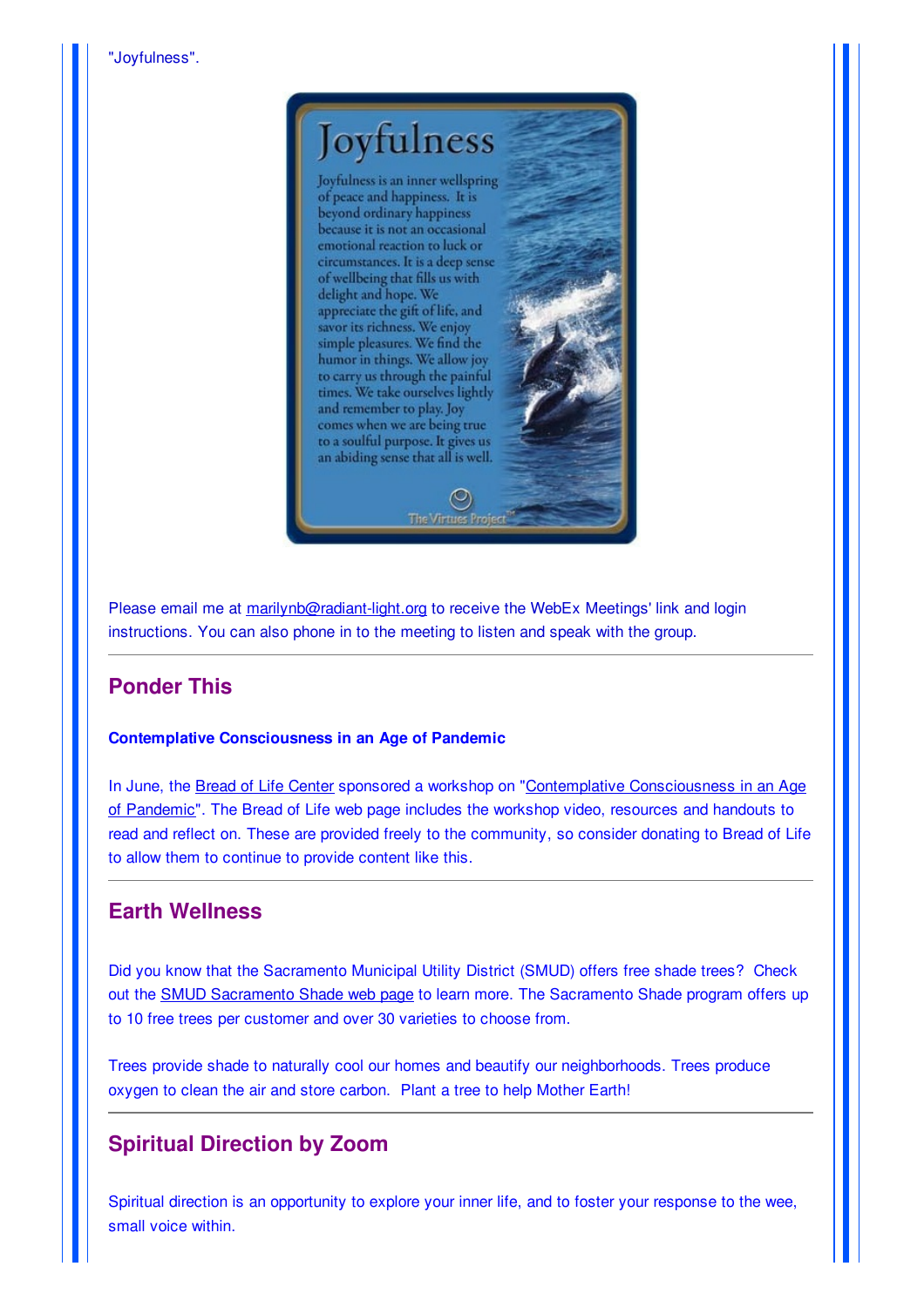"Joyfulness".

Joyfulness

Joyfulness is an inner wellspring of peace and happiness. It is beyond ordinary happiness because it is not an occasional emotional reaction to luck or circumstances. It is a deep sense of wellbeing that fills us with delight and hope. We appreciate the gift of life, and savor its richness. We enjoy simple pleasures. We find the humor in things. We allow joy to carry us through the painful times. We take ourselves lightly and remember to play. Joy comes when we are being true to a soulful purpose. It gives us an abiding sense that all is well.

The Virtues Project™

Please email me at marilynb@radiant-light.org to receive the WebEx Meetings' link and login instructions. You can also phone in to the meeting to listen and speak with the group.

---

## Ponder This

### Contemplative Consciousness in an Age of Pandemic

In June, the Bread of Life Center sponsored a workshop on "Contemplative Consciousness in an Age of Pandemic". The Bread of Life web page includes the workshop video, resources and handouts to read and reflect on. These are provided freely to the community, so consider donating to Bread of Life to allow them to continue to provide content like this.

---

## Earth Wellness

Did you know that the Sacramento Municipal Utility District (SMUD) offers free shade trees? Check out the SMUD Sacramento Shade web page to learn more. The Sacramento Shade program offers up to 10 free trees per customer and over 30 varieties to choose from.

Trees provide shade to naturally cool our homes and beautify our neighborhoods. Trees produce oxygen to clean the air and store carbon. Plant a tree to help Mother Earth!

---

## Spiritual Direction by Zoom

Spiritual direction is an opportunity to explore your inner life, and to foster your response to the wee, small voice within.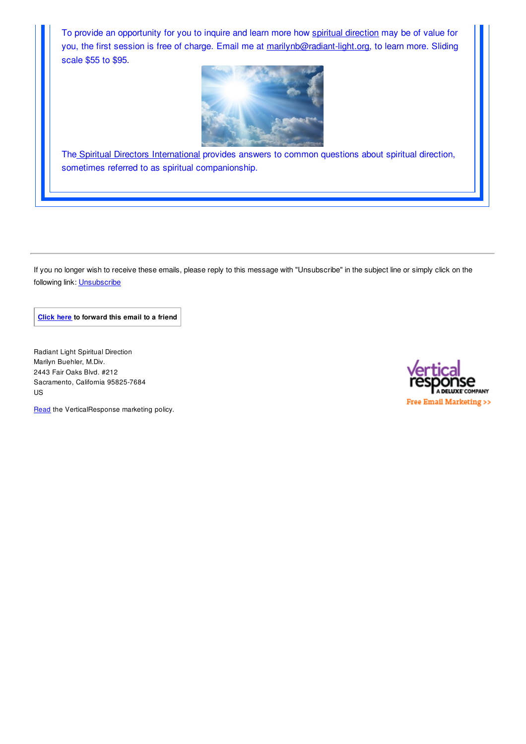To provide an opportunity for you to inquire and learn more how spiritual direction may be of value for you, the first session is free of charge. Email me at marilynb@radiant-light.org, to learn more. Sliding scale $55 to $95.

The Spiritual Directors International provides answers to common questions about spiritual direction, sometimes referred to as spiritual companionship.

---

If you no longer wish to receive these emails, please reply to this message with "Unsubscribe" in the subject line or simply click on the following link: Unsubscribe

**Click here to forward this email to a friend**

Radiant Light Spiritual Direction
Marilyn Buehler, M.Div.
2443 Fair Oaks Blvd. #212
Sacramento, California 95825-7684
US

Read the VerticalResponse marketing policy.

Vertical response A DELUXE COMPANY
Free Email Marketing >>